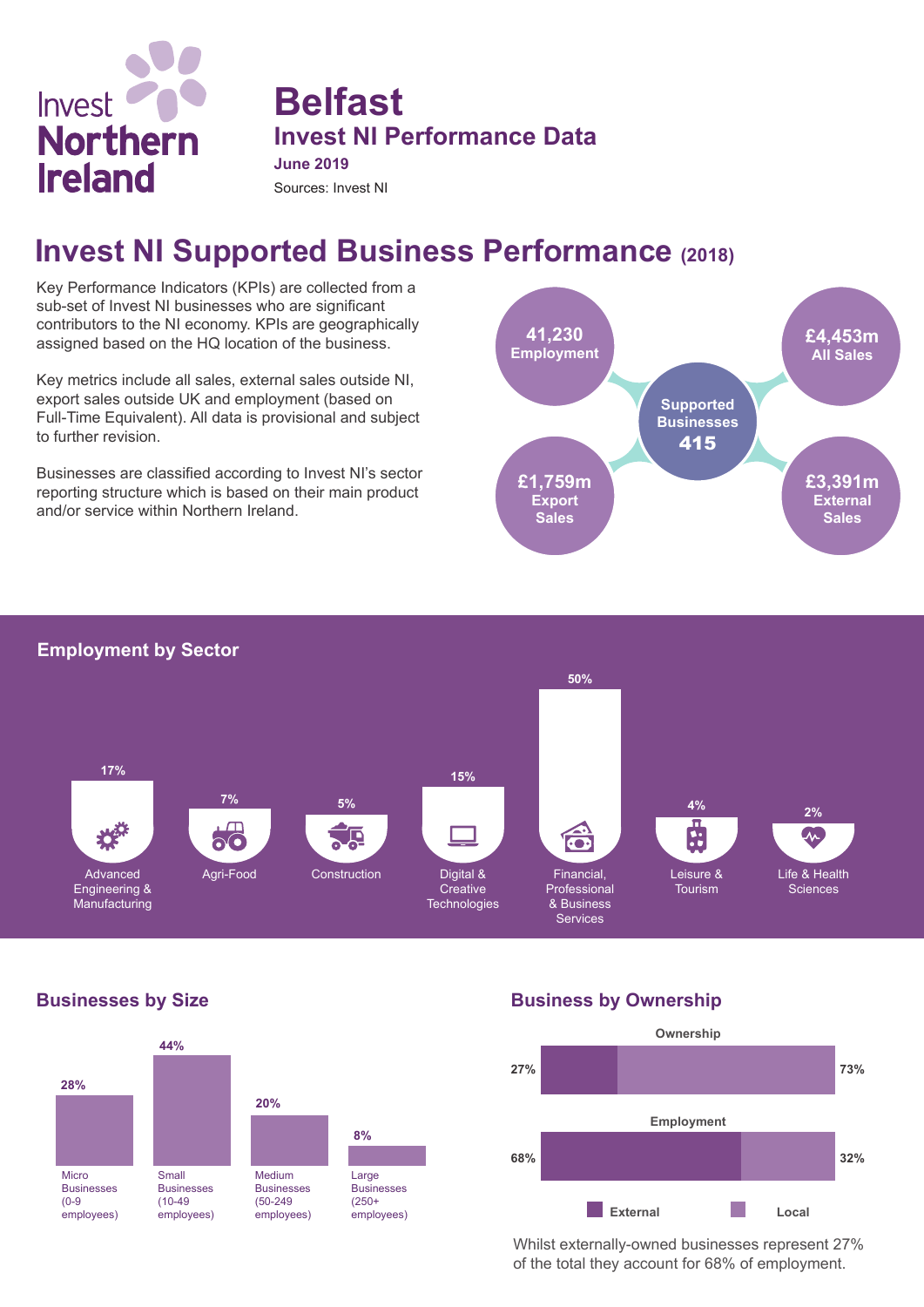Invest Northern Ireland

# Belfast

## Invest NI Performance Data

**June 2019**

Sources: Invest NI

## Invest NI Supported Business Performance (2018)

Key Performance Indicators (KPIs) are collected from a sub-set of Invest NI businesses who are significant contributors to the NI economy. KPIs are geographically assigned based on the HQ location of the business.

Key metrics include all sales, external sales outside NI, export sales outside UK and employment (based on Full-Time Equivalent). All data is provisional and subject to further revision.

Businesses are classified according to Invest NI's sector reporting structure which is based on their main product and/or service within Northern Ireland.

- **Supported Businesses: 415**
- **41,230** Employment
- **£4,453m** All Sales
- **£1,759m** Export Sales
- **£3,391m** External Sales

### Employment by Sector

| Sector | Share |
|---|---|
| Advanced Engineering & Manufacturing | 17% |
| Agri-Food | 7% |
| Construction | 5% |
| Digital & Creative Technologies | 15% |
| Financial, Professional & Business Services | 50% |
| Leisure & Tourism | 4% |
| Life & Health Sciences | 2% |

### Businesses by Size

| Size | Share |
|---|---|
| Micro Businesses (0-9 employees) | 28% |
| Small Businesses (10-49 employees) | 44% |
| Medium Businesses (50-249 employees) | 20% |
| Large Businesses (250+ employees) | 8% |

### Business by Ownership

| | External | Local |
|---|---|---|
| Ownership | 27% | 73% |
| Employment | 68% | 32% |

Whilst externally-owned businesses represent 27% of the total they account for 68% of employment.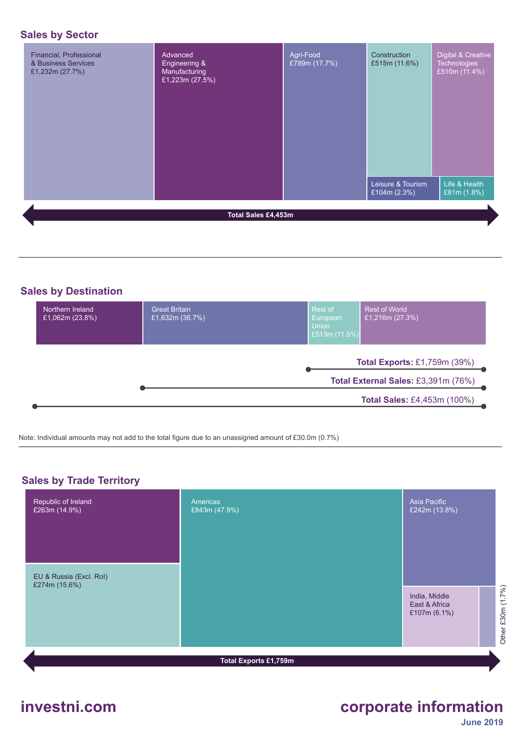## Sales by Sector

Financial, Professional & Business Services
£1,232m (27.7%)

Advanced Engineering & Manufacturing
£1,223m (27.5%)

Agri-Food
£789m (17.7%)

Construction
£515m (11.6%)

Digital & Creative Technologies
£510m (11.4%)

Leisure & Tourism
£104m (2.3%)

Life & Health
£81m (1.8%)

**Total Sales £4,453m**

## Sales by Destination

Northern Ireland
£1,062m (23.8%)

Great Britain
£1,632m (36.7%)

Rest of European Union
£513m (11.5%)

Rest of World
£1,216m (27.3%)

**Total Exports:** £1,759m (39%)

**Total External Sales:** £3,391m (76%)

**Total Sales:** £4,453m (100%)

Note: Individual amounts may not add to the total figure due to an unassigned amount of £30.0m (0.7%)

## Sales by Trade Territory

Republic of Ireland
£263m (14.9%)

EU & Russia (Excl. RoI)
£274m (15.6%)

Americas
£843m (47.9%)

Asia Pacific
£242m (13.8%)

India, Middle East & Africa
£107m (6.1%)

Other £30m (1.7%)

**Total Exports £1,759m**

**investni.com**

**corporate information**

**June 2019**